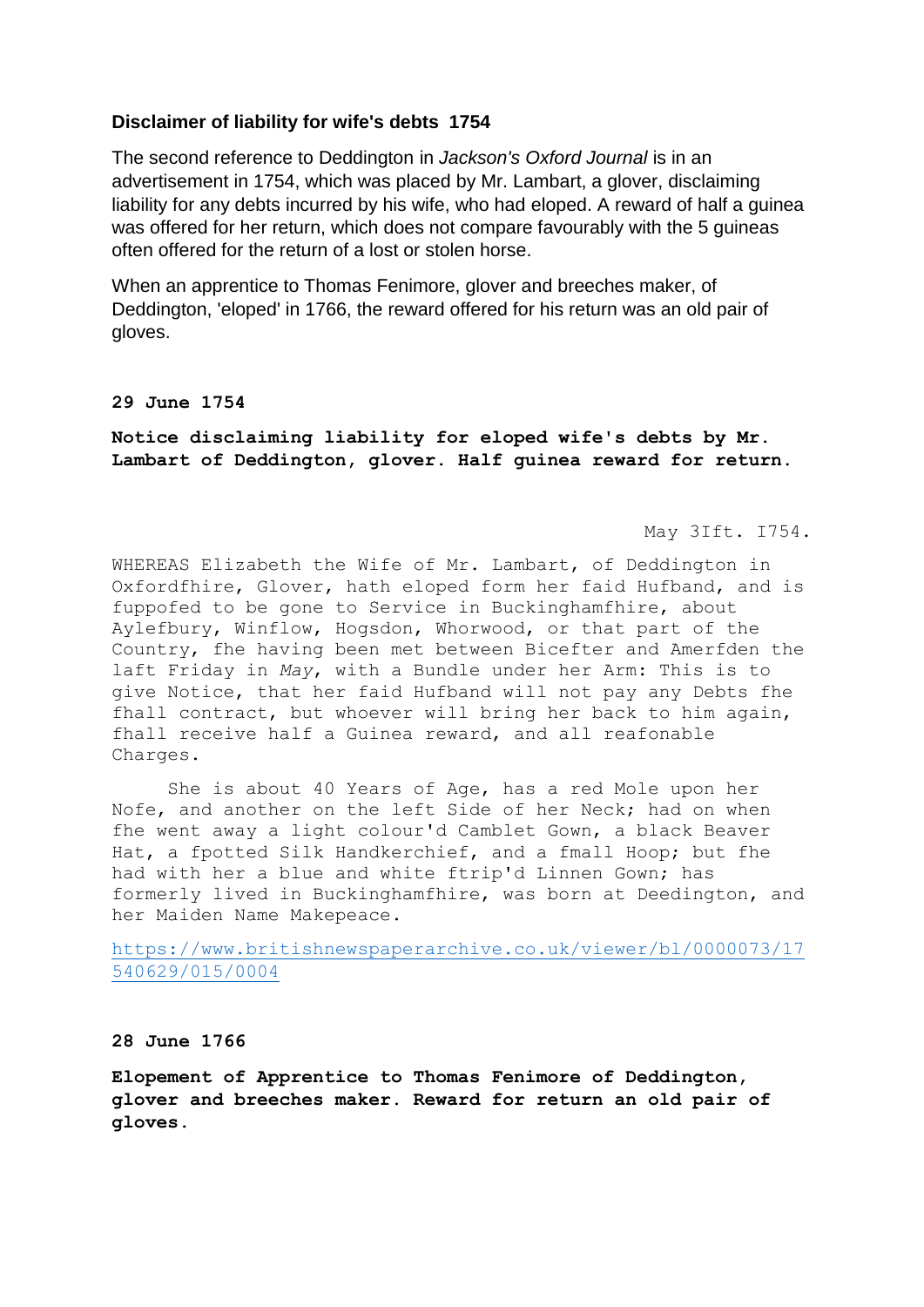### Disclaimer of liability for wife's debts 1754

The second reference to Deddington in *Jackson's Oxford Journal* is in an advertisement in 1754, which was placed by Mr. Lambart, a glover, disclaiming liability for any debts incurred by his wife, who had eloped. A reward of half a guinea was offered for her return, which does not compare favourably with the 5 guineas often offered for the return of a lost or stolen horse.

When an apprentice to Thomas Fenimore, glover and breeches maker, of Deddington, 'eloped' in 1766, the reward offered for his return was an old pair of gloves.

**29 June 1754**

**Notice disclaiming liability for eloped wife's debts by Mr. Lambart of Deddington, glover. Half guinea reward for return.**

May 3Ift. I754.

WHEREAS Elizabeth the Wife of Mr. Lambart, of Deddington in Oxfordfhire, Glover, hath eloped form her faid Hufband, and is fuppofed to be gone to Service in Buckinghamfhire, about Aylefbury, Winflow, Hogsdon, Whorwood, or that part of the Country, fhe having been met between Bicefter and Amerfden the laft Friday in *May*, with a Bundle under her Arm: This is to give Notice, that her faid Hufband will not pay any Debts fhe fhall contract, but whoever will bring her back to him again, fhall receive half a Guinea reward, and all reafonable Charges.

She is about 40 Years of Age, has a red Mole upon her Nofe, and another on the left Side of her Neck; had on when fhe went away a light colour'd Camblet Gown, a black Beaver Hat, a fpotted Silk Handkerchief, and a fmall Hoop; but fhe had with her a blue and white ftrip'd Linnen Gown; has formerly lived in Buckinghamfhire, was born at Deedington, and her Maiden Name Makepeace.

https://www.britishnewspaperarchive.co.uk/viewer/bl/0000073/17540629/015/0004

**28 June 1766**

**Elopement of Apprentice to Thomas Fenimore of Deddington, glover and breeches maker. Reward for return an old pair of gloves.**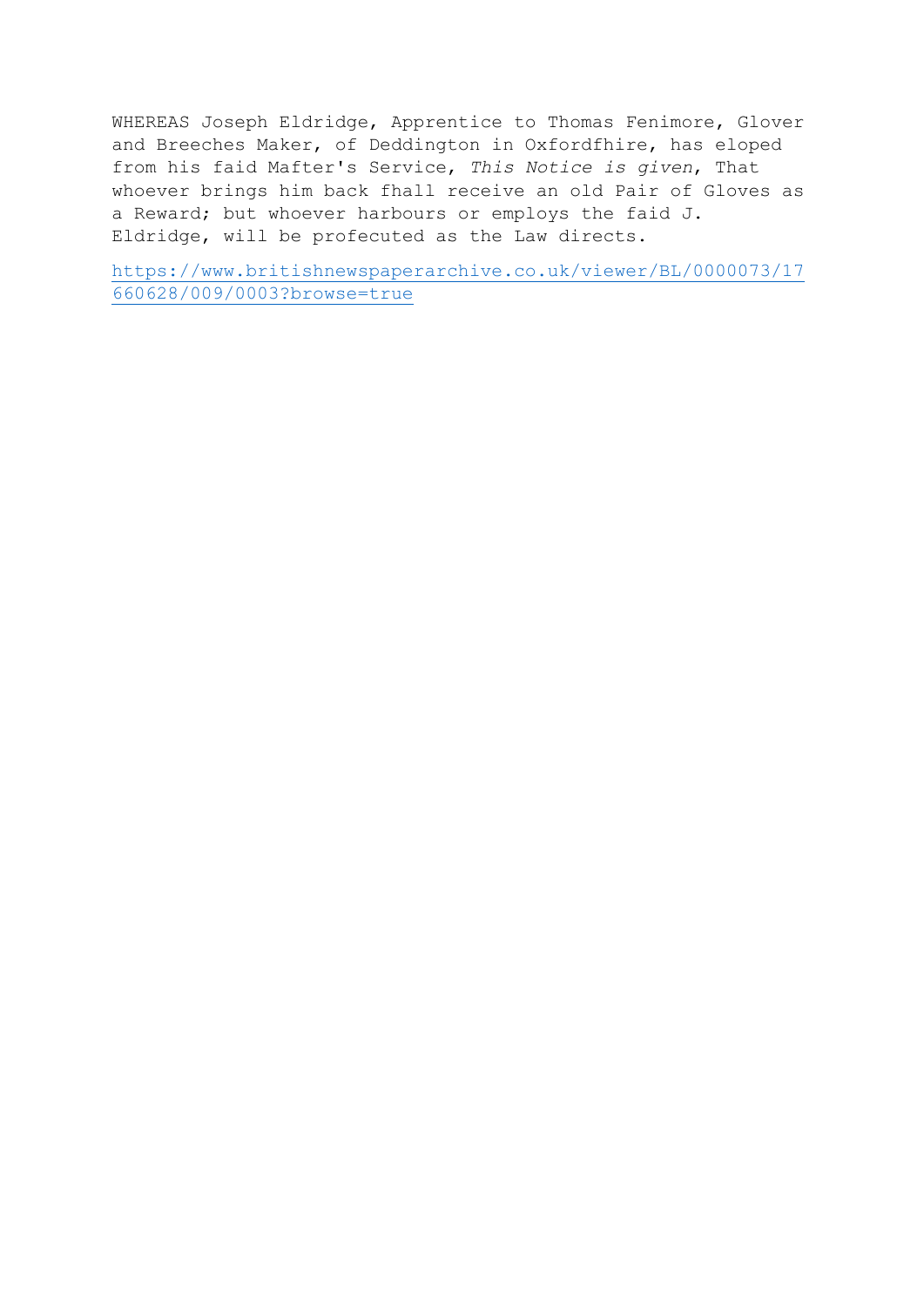WHEREAS Joseph Eldridge, Apprentice to Thomas Fenimore, Glover and Breeches Maker, of Deddington in Oxfordfhire, has eloped from his faid Mafter's Service, *This Notice is given*, That whoever brings him back fhall receive an old Pair of Gloves as a Reward; but whoever harbours or employs the faid J. Eldridge, will be profecuted as the Law directs.

https://www.britishnewspaperarchive.co.uk/viewer/BL/0000073/17660628/009/0003?browse=true